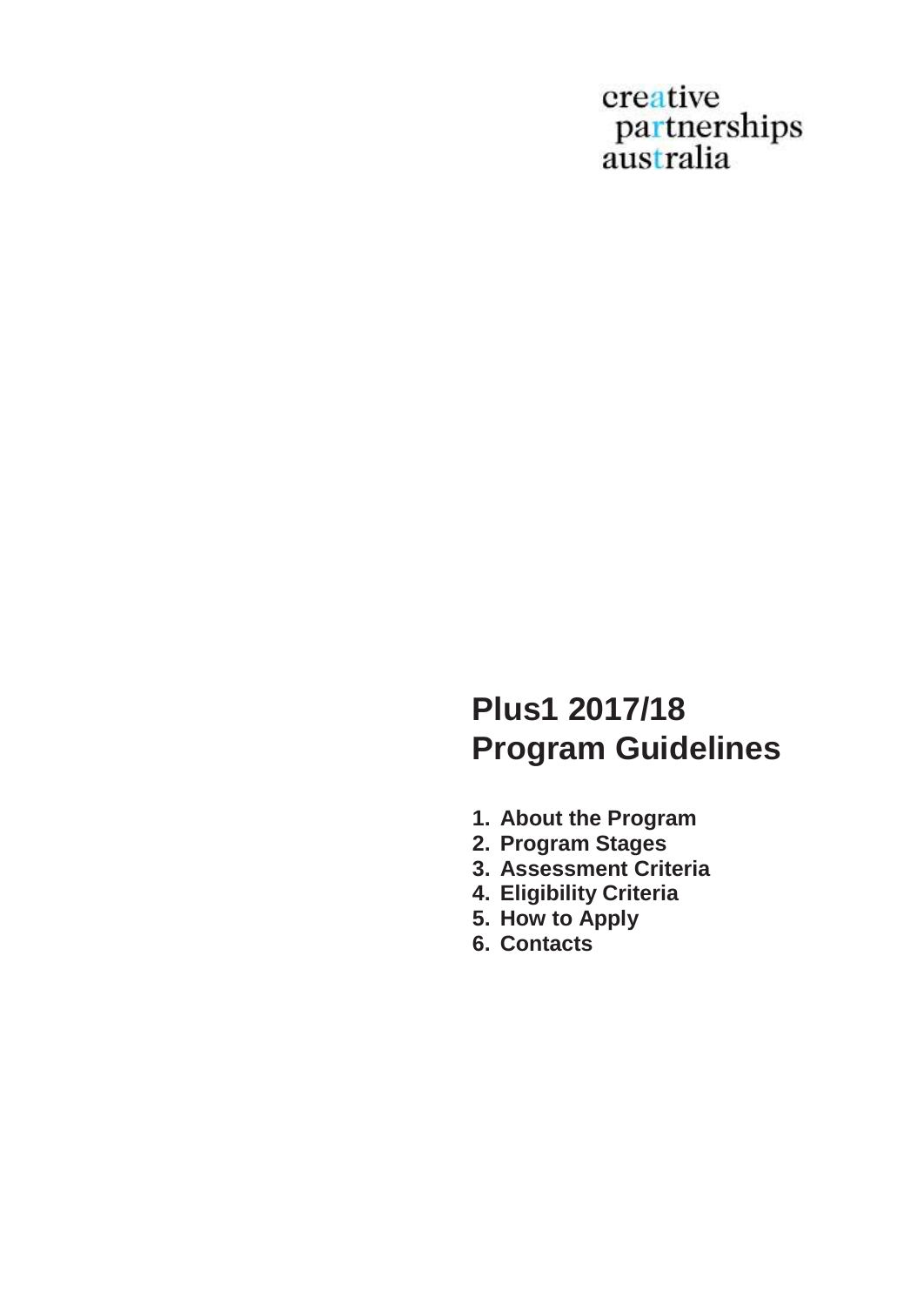creative
partnerships
australia

# Plus1 2017/18
# Program Guidelines

1. **About the Program**
2. **Program Stages**
3. **Assessment Criteria**
4. **Eligibility Criteria**
5. **How to Apply**
6. **Contacts**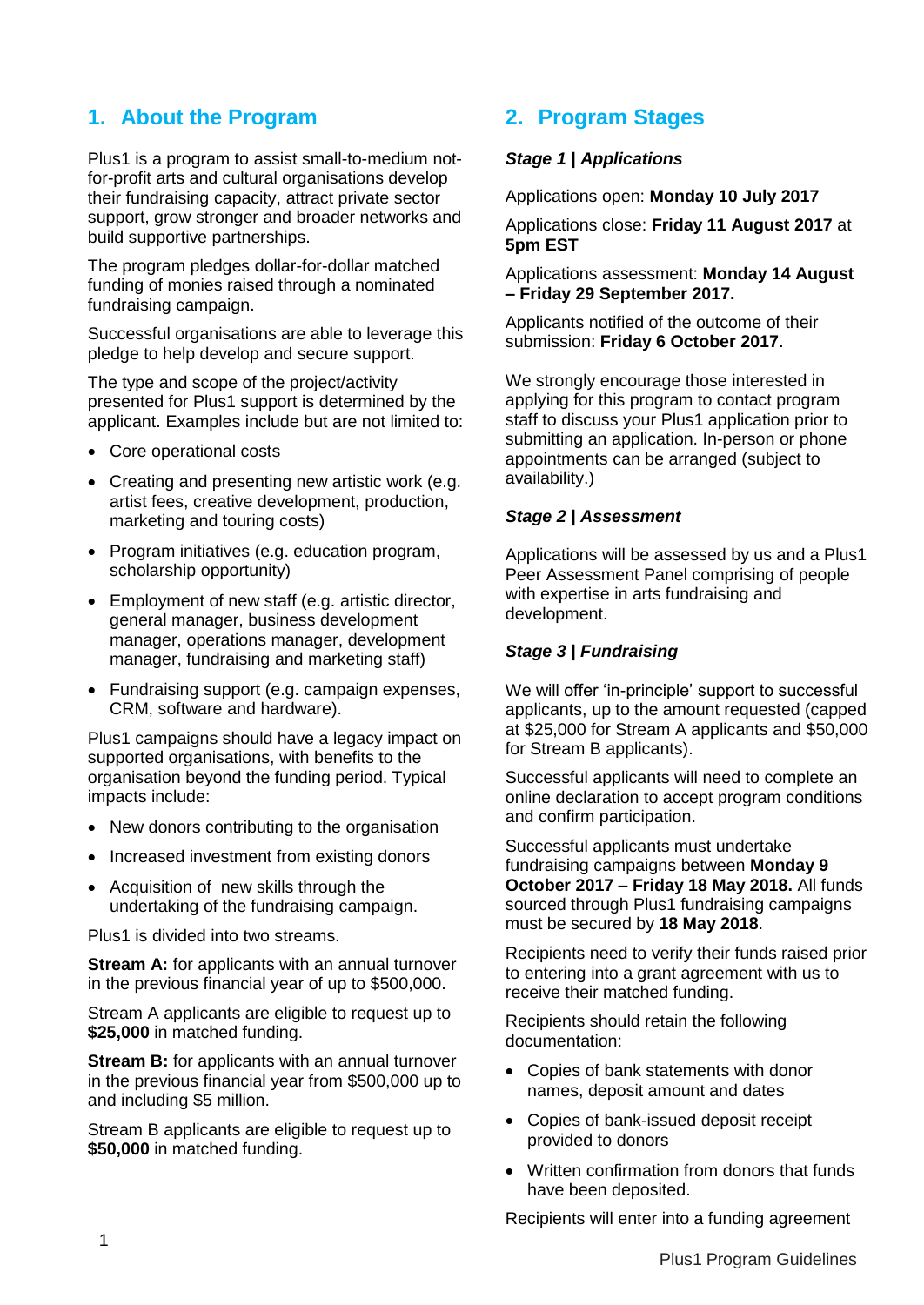## 1. About the Program

Plus1 is a program to assist small-to-medium not-for-profit arts and cultural organisations develop their fundraising capacity, attract private sector support, grow stronger and broader networks and build supportive partnerships.

The program pledges dollar-for-dollar matched funding of monies raised through a nominated fundraising campaign.

Successful organisations are able to leverage this pledge to help develop and secure support.

The type and scope of the project/activity presented for Plus1 support is determined by the applicant. Examples include but are not limited to:

- Core operational costs
- Creating and presenting new artistic work (e.g. artist fees, creative development, production, marketing and touring costs)
- Program initiatives (e.g. education program, scholarship opportunity)
- Employment of new staff (e.g. artistic director, general manager, business development manager, operations manager, development manager, fundraising and marketing staff)
- Fundraising support (e.g. campaign expenses, CRM, software and hardware).

Plus1 campaigns should have a legacy impact on supported organisations, with benefits to the organisation beyond the funding period. Typical impacts include:

- New donors contributing to the organisation
- Increased investment from existing donors
- Acquisition of new skills through the undertaking of the fundraising campaign.

Plus1 is divided into two streams.

**Stream A:** for applicants with an annual turnover in the previous financial year of up to $500,000.

Stream A applicants are eligible to request up to **$25,000** in matched funding.

**Stream B:** for applicants with an annual turnover in the previous financial year from $500,000 up to and including $5 million.

Stream B applicants are eligible to request up to **$50,000** in matched funding.

## 2. Program Stages

***Stage 1 | Applications***

Applications open: **Monday 10 July 2017**

Applications close: **Friday 11 August 2017** at **5pm EST**

Applications assessment: **Monday 14 August – Friday 29 September 2017.**

Applicants notified of the outcome of their submission: **Friday 6 October 2017.**

We strongly encourage those interested in applying for this program to contact program staff to discuss your Plus1 application prior to submitting an application. In-person or phone appointments can be arranged (subject to availability.)

***Stage 2 | Assessment***

Applications will be assessed by us and a Plus1 Peer Assessment Panel comprising of people with expertise in arts fundraising and development.

***Stage 3 | Fundraising***

We will offer 'in-principle' support to successful applicants, up to the amount requested (capped at $25,000 for Stream A applicants and $50,000 for Stream B applicants).

Successful applicants will need to complete an online declaration to accept program conditions and confirm participation.

Successful applicants must undertake fundraising campaigns between **Monday 9 October 2017 – Friday 18 May 2018.** All funds sourced through Plus1 fundraising campaigns must be secured by **18 May 2018**.

Recipients need to verify their funds raised prior to entering into a grant agreement with us to receive their matched funding.

Recipients should retain the following documentation:

- Copies of bank statements with donor names, deposit amount and dates
- Copies of bank-issued deposit receipt provided to donors
- Written confirmation from donors that funds have been deposited.

Recipients will enter into a funding agreement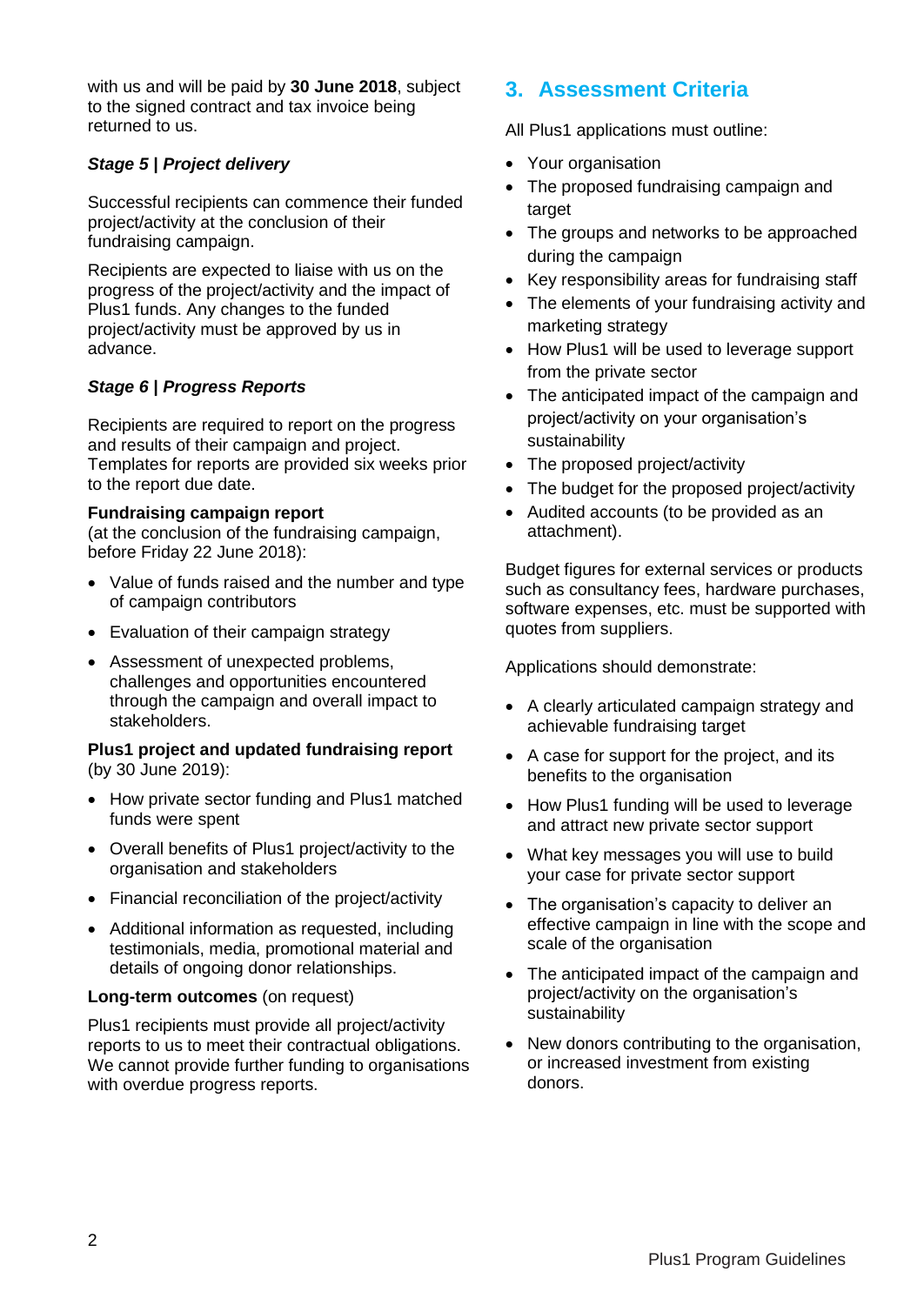with us and will be paid by **30 June 2018**, subject to the signed contract and tax invoice being returned to us.

### *Stage 5 | Project delivery*

Successful recipients can commence their funded project/activity at the conclusion of their fundraising campaign.

Recipients are expected to liaise with us on the progress of the project/activity and the impact of Plus1 funds. Any changes to the funded project/activity must be approved by us in advance.

### *Stage 6 | Progress Reports*

Recipients are required to report on the progress and results of their campaign and project. Templates for reports are provided six weeks prior to the report due date.

**Fundraising campaign report**
(at the conclusion of the fundraising campaign, before Friday 22 June 2018):

- Value of funds raised and the number and type of campaign contributors
- Evaluation of their campaign strategy
- Assessment of unexpected problems, challenges and opportunities encountered through the campaign and overall impact to stakeholders.

**Plus1 project and updated fundraising report** (by 30 June 2019):

- How private sector funding and Plus1 matched funds were spent
- Overall benefits of Plus1 project/activity to the organisation and stakeholders
- Financial reconciliation of the project/activity
- Additional information as requested, including testimonials, media, promotional material and details of ongoing donor relationships.

**Long-term outcomes** (on request)

Plus1 recipients must provide all project/activity reports to us to meet their contractual obligations. We cannot provide further funding to organisations with overdue progress reports.

## 3. Assessment Criteria

All Plus1 applications must outline:

- Your organisation
- The proposed fundraising campaign and target
- The groups and networks to be approached during the campaign
- Key responsibility areas for fundraising staff
- The elements of your fundraising activity and marketing strategy
- How Plus1 will be used to leverage support from the private sector
- The anticipated impact of the campaign and project/activity on your organisation's sustainability
- The proposed project/activity
- The budget for the proposed project/activity
- Audited accounts (to be provided as an attachment).

Budget figures for external services or products such as consultancy fees, hardware purchases, software expenses, etc. must be supported with quotes from suppliers.

Applications should demonstrate:

- A clearly articulated campaign strategy and achievable fundraising target
- A case for support for the project, and its benefits to the organisation
- How Plus1 funding will be used to leverage and attract new private sector support
- What key messages you will use to build your case for private sector support
- The organisation's capacity to deliver an effective campaign in line with the scope and scale of the organisation
- The anticipated impact of the campaign and project/activity on the organisation's sustainability
- New donors contributing to the organisation, or increased investment from existing donors.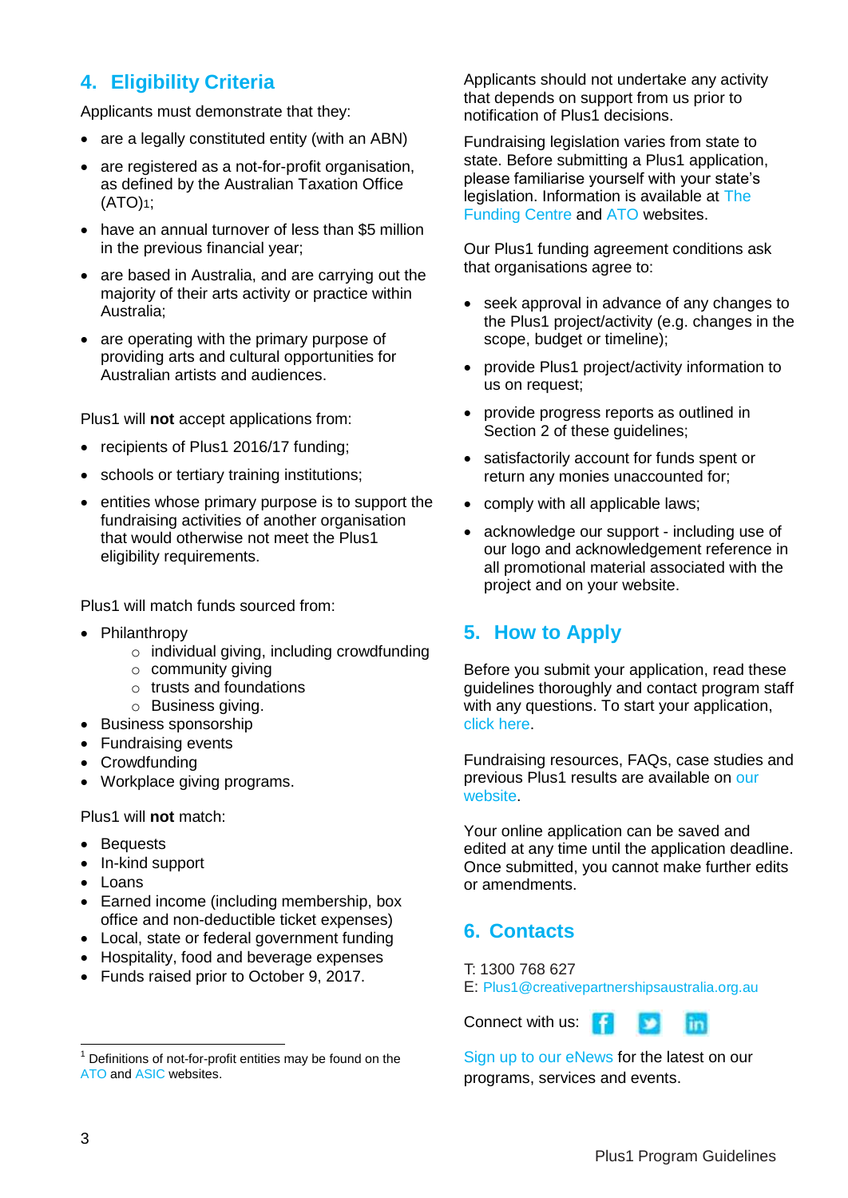## 4. Eligibility Criteria

Applicants must demonstrate that they:

- are a legally constituted entity (with an ABN)
- are registered as a not-for-profit organisation, as defined by the Australian Taxation Office (ATO)[1];
- have an annual turnover of less than $5 million in the previous financial year;
- are based in Australia, and are carrying out the majority of their arts activity or practice within Australia;
- are operating with the primary purpose of providing arts and cultural opportunities for Australian artists and audiences.

Plus1 will **not** accept applications from:

- recipients of Plus1 2016/17 funding;
- schools or tertiary training institutions;
- entities whose primary purpose is to support the fundraising activities of another organisation that would otherwise not meet the Plus1 eligibility requirements.

Plus1 will match funds sourced from:

- Philanthropy
  - individual giving, including crowdfunding
  - community giving
  - trusts and foundations
  - Business giving.
- Business sponsorship
- Fundraising events
- Crowdfunding
- Workplace giving programs.

Plus1 will **not** match:

- Bequests
- In-kind support
- Loans
- Earned income (including membership, box office and non-deductible ticket expenses)
- Local, state or federal government funding
- Hospitality, food and beverage expenses
- Funds raised prior to October 9, 2017.

[1] Definitions of not-for-profit entities may be found on the ATO and ASIC websites.

Applicants should not undertake any activity that depends on support from us prior to notification of Plus1 decisions.

Fundraising legislation varies from state to state. Before submitting a Plus1 application, please familiarise yourself with your state's legislation. Information is available at The Funding Centre and ATO websites.

Our Plus1 funding agreement conditions ask that organisations agree to:

- seek approval in advance of any changes to the Plus1 project/activity (e.g. changes in the scope, budget or timeline);
- provide Plus1 project/activity information to us on request;
- provide progress reports as outlined in Section 2 of these guidelines;
- satisfactorily account for funds spent or return any monies unaccounted for;
- comply with all applicable laws;
- acknowledge our support - including use of our logo and acknowledgement reference in all promotional material associated with the project and on your website.

## 5. How to Apply

Before you submit your application, read these guidelines thoroughly and contact program staff with any questions. To start your application, click here.

Fundraising resources, FAQs, case studies and previous Plus1 results are available on our website.

Your online application can be saved and edited at any time until the application deadline. Once submitted, you cannot make further edits or amendments.

## 6. Contacts

T: 1300 768 627
E: Plus1@creativepartnershipsaustralia.org.au

Connect with us:

Sign up to our eNews for the latest on our programs, services and events.